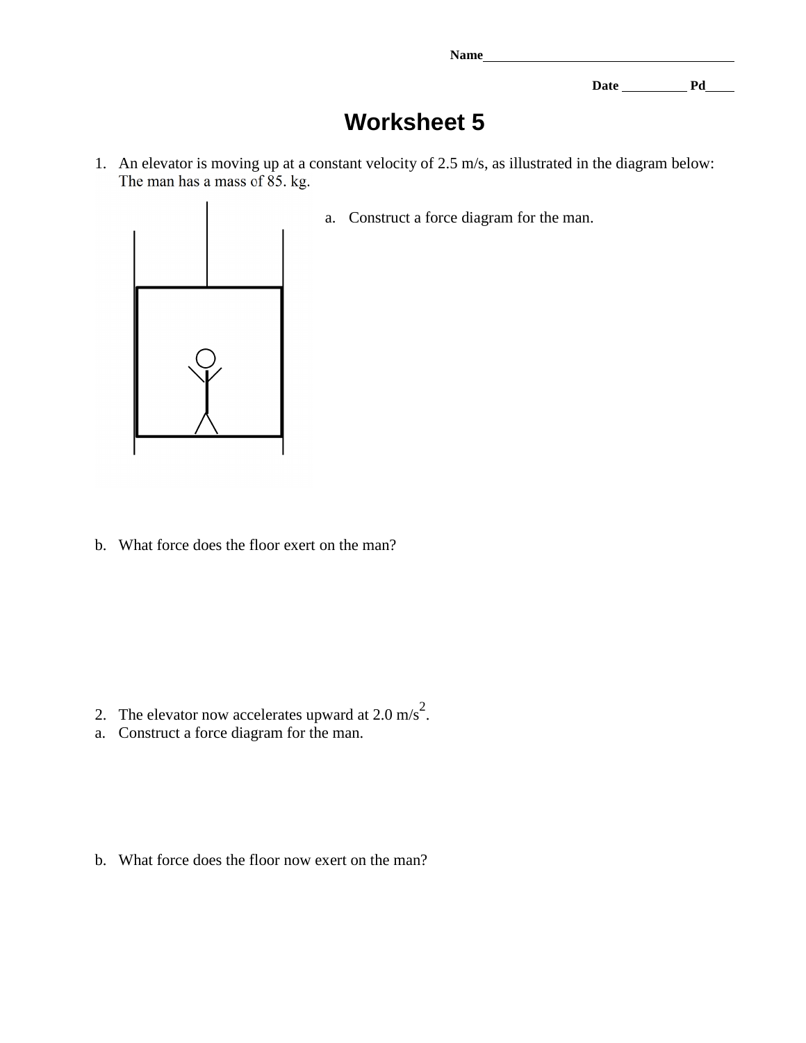Name

Date Pd

# Worksheet 5

1. An elevator is moving up at a constant velocity of 2.5 m/s, as illustrated in the diagram below: The man has a mass of 85. kg.

   a. Construct a force diagram for the man.

   b. What force does the floor exert on the man?

2. The elevator now accelerates upward at 2.0 m/s$^2$.

   a. Construct a force diagram for the man.

   b. What force does the floor now exert on the man?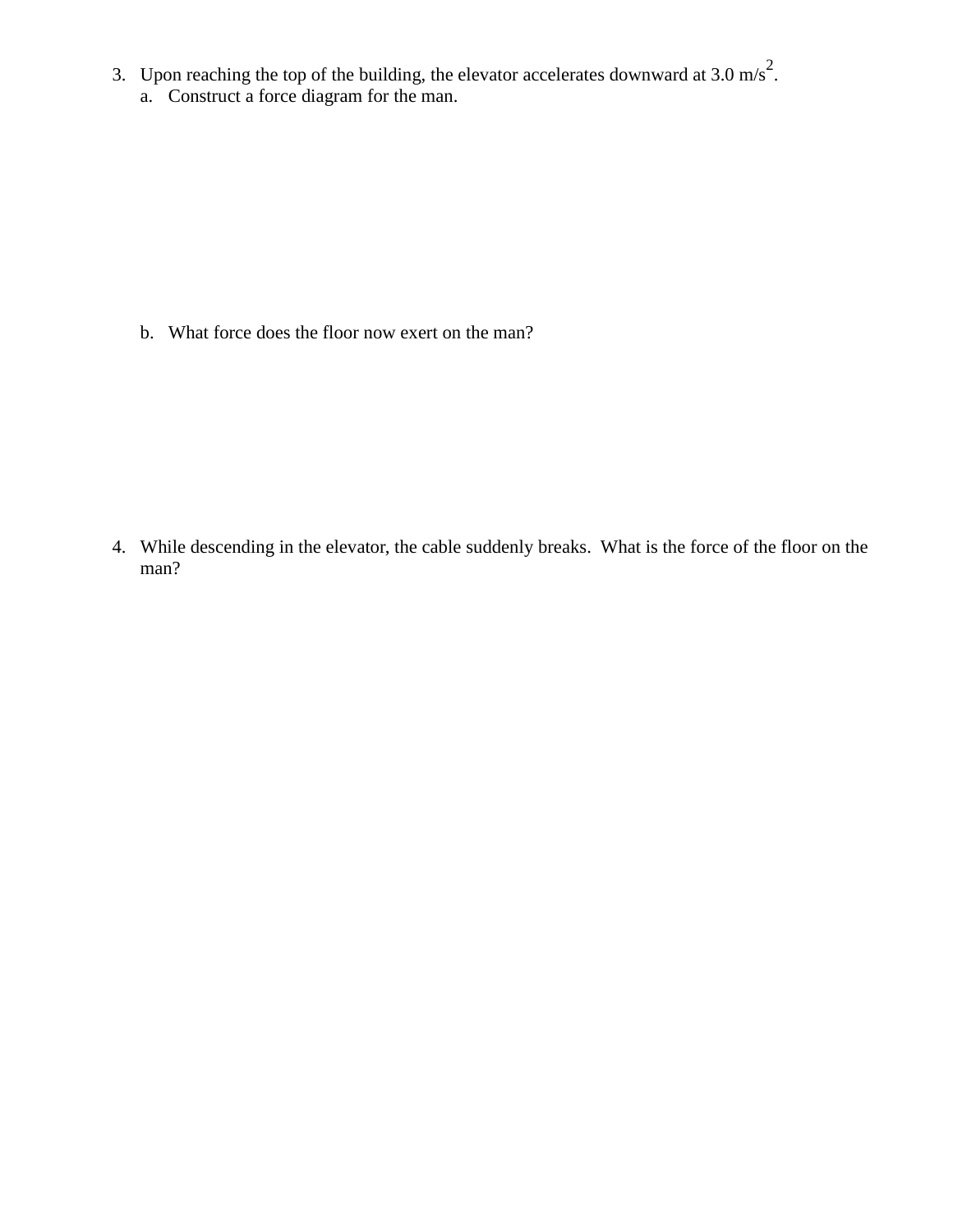3. Upon reaching the top of the building, the elevator accelerates downward at 3.0 m/$s^2$.
   a. Construct a force diagram for the man.

   b. What force does the floor now exert on the man?

4. While descending in the elevator, the cable suddenly breaks. What is the force of the floor on the man?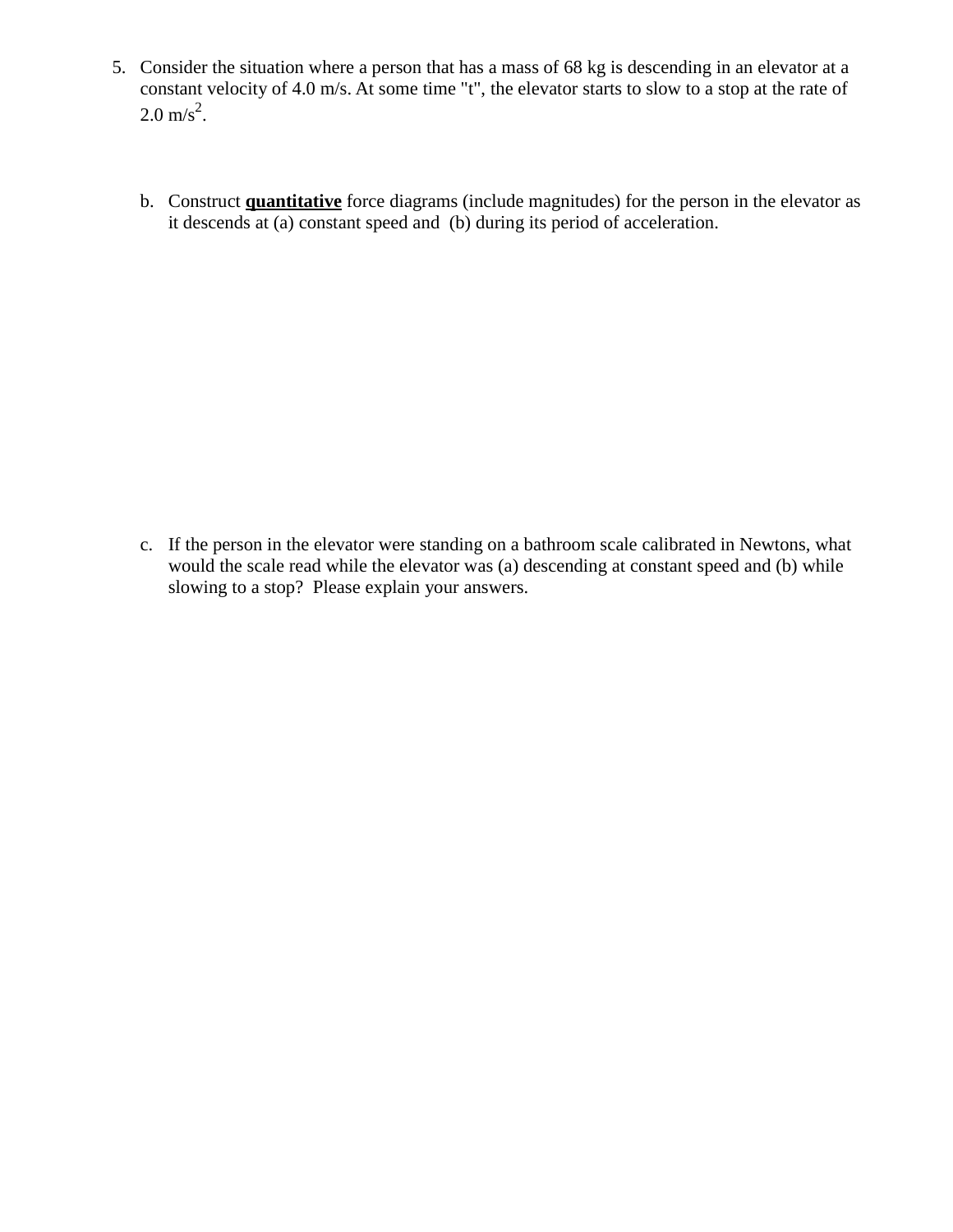5. Consider the situation where a person that has a mass of 68 kg is descending in an elevator at a constant velocity of 4.0 m/s. At some time "t", the elevator starts to slow to a stop at the rate of 2.0 $m/s^2$.

   b. Construct **<u>quantitative</u>** force diagrams (include magnitudes) for the person in the elevator as it descends at (a) constant speed and (b) during its period of acceleration.

   c. If the person in the elevator were standing on a bathroom scale calibrated in Newtons, what would the scale read while the elevator was (a) descending at constant speed and (b) while slowing to a stop? Please explain your answers.